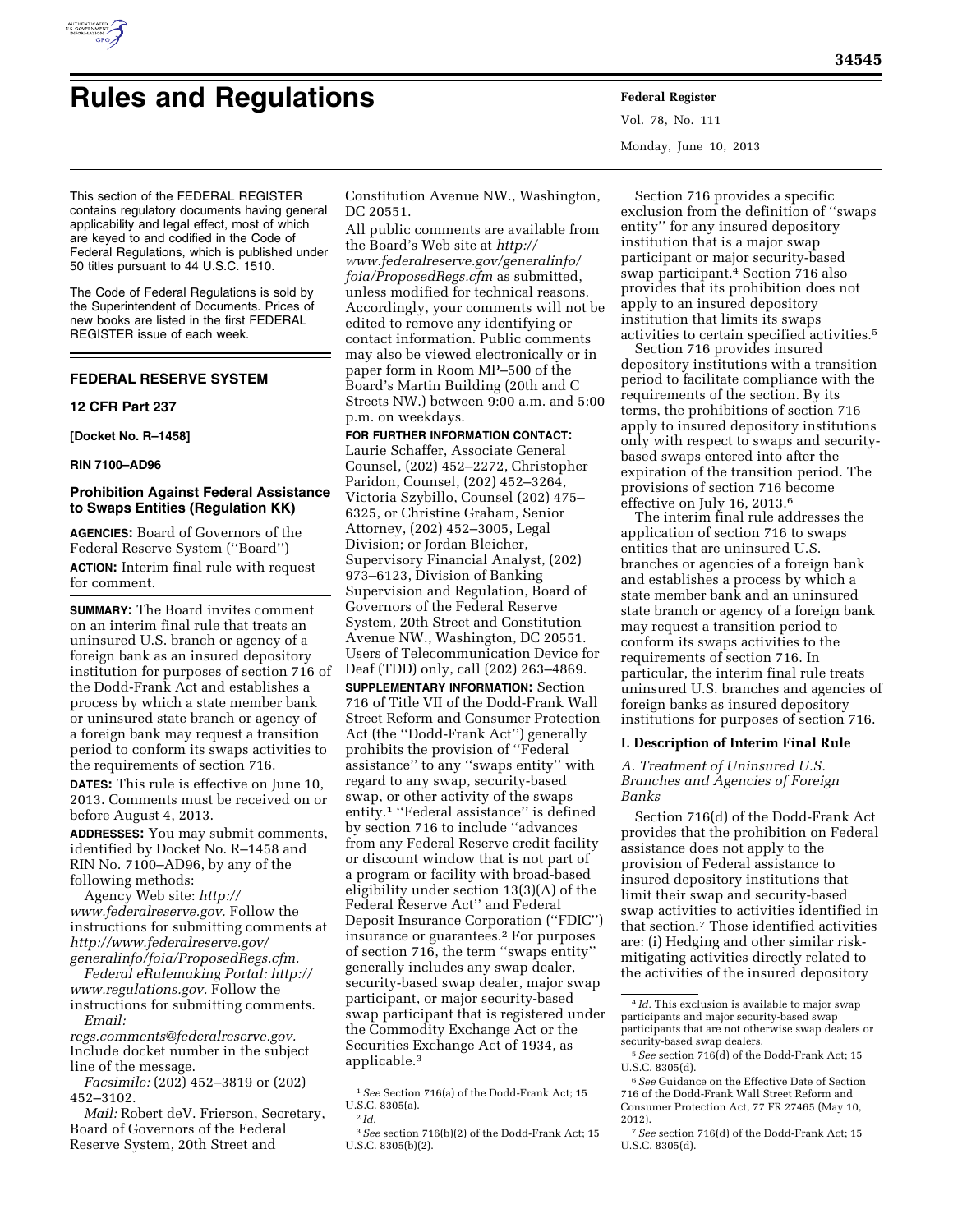# Rules and Regulations

This section of the FEDERAL REGISTER contains regulatory documents having general applicability and legal effect, most of which are keyed to and codified in the Code of Federal Regulations, which is published under 50 titles pursuant to 44 U.S.C. 1510.

The Code of Federal Regulations is sold by the Superintendent of Documents. Prices of new books are listed in the first FEDERAL REGISTER issue of each week.

## FEDERAL RESERVE SYSTEM

### 12 CFR Part 237

**[Docket No. R–1458]**

**RIN 7100–AD96**

### Prohibition Against Federal Assistance to Swaps Entities (Regulation KK)

**AGENCIES:** Board of Governors of the Federal Reserve System (''Board'')

**ACTION:** Interim final rule with request for comment.

**SUMMARY:** The Board invites comment on an interim final rule that treats an uninsured U.S. branch or agency of a foreign bank as an insured depository institution for purposes of section 716 of the Dodd-Frank Act and establishes a process by which a state member bank or uninsured state branch or agency of a foreign bank may request a transition period to conform its swaps activities to the requirements of section 716.

**DATES:** This rule is effective on June 10, 2013. Comments must be received on or before August 4, 2013.

**ADDRESSES:** You may submit comments, identified by Docket No. R–1458 and RIN No. 7100–AD96, by any of the following methods:

*Agency Web site: http://www.federalreserve.gov.* Follow the instructions for submitting comments at *http://www.federalreserve.gov/generalinfo/foia/ProposedRegs.cfm.*

*Federal eRulemaking Portal: http://www.regulations.gov.* Follow the instructions for submitting comments.

*Email: regs.comments@federalreserve.gov.* Include docket number in the subject line of the message.

*Facsimile:* (202) 452–3819 or (202) 452–3102.

*Mail:* Robert deV. Frierson, Secretary, Board of Governors of the Federal Reserve System, 20th Street and Constitution Avenue NW., Washington, DC 20551.

All public comments are available from the Board's Web site at *http://www.federalreserve.gov/generalinfo/foia/ProposedRegs.cfm* as submitted, unless modified for technical reasons. Accordingly, your comments will not be edited to remove any identifying or contact information. Public comments may also be viewed electronically or in paper form in Room MP–500 of the Board's Martin Building (20th and C Streets NW.) between 9:00 a.m. and 5:00 p.m. on weekdays.

**FOR FURTHER INFORMATION CONTACT:** Laurie Schaffer, Associate General Counsel, (202) 452–2272, Christopher Paridon, Counsel, (202) 452–3264, Victoria Szybillo, Counsel (202) 475–6325, or Christine Graham, Senior Attorney, (202) 452–3005, Legal Division; or Jordan Bleicher, Supervisory Financial Analyst, (202) 973–6123, Division of Banking Supervision and Regulation, Board of Governors of the Federal Reserve System, 20th Street and Constitution Avenue NW., Washington, DC 20551. Users of Telecommunication Device for Deaf (TDD) only, call (202) 263–4869.

**SUPPLEMENTARY INFORMATION:** Section 716 of Title VII of the Dodd-Frank Wall Street Reform and Consumer Protection Act (the ''Dodd-Frank Act'') generally prohibits the provision of ''Federal assistance'' to any ''swaps entity'' with regard to any swap, security-based swap, or other activity of the swaps entity.[1] ''Federal assistance'' is defined by section 716 to include ''advances from any Federal Reserve credit facility or discount window that is not part of a program or facility with broad-based eligibility under section 13(3)(A) of the Federal Reserve Act'' and Federal Deposit Insurance Corporation (''FDIC'') insurance or guarantees.[2] For purposes of section 716, the term ''swaps entity'' generally includes any swap dealer, security-based swap dealer, major swap participant, or major security-based swap participant that is registered under the Commodity Exchange Act or the Securities Exchange Act of 1934, as applicable.[3]

Section 716 provides a specific exclusion from the definition of ''swaps entity'' for any insured depository institution that is a major swap participant or major security-based swap participant.[4] Section 716 also provides that its prohibition does not apply to an insured depository institution that limits its swaps activities to certain specified activities.[5]

Section 716 provides insured depository institutions with a transition period to facilitate compliance with the requirements of the section. By its terms, the prohibitions of section 716 apply to insured depository institutions only with respect to swaps and security-based swaps entered into after the expiration of the transition period. The provisions of section 716 become effective on July 16, 2013.[6]

The interim final rule addresses the application of section 716 to swaps entities that are uninsured U.S. branches or agencies of a foreign bank and establishes a process by which a state member bank and an uninsured state branch or agency of a foreign bank may request a transition period to conform its swaps activities to the requirements of section 716. In particular, the interim final rule treats uninsured U.S. branches and agencies of foreign banks as insured depository institutions for purposes of section 716.

## I. Description of Interim Final Rule

### *A. Treatment of Uninsured U.S. Branches and Agencies of Foreign Banks*

Section 716(d) of the Dodd-Frank Act provides that the prohibition on Federal assistance does not apply to the provision of Federal assistance to insured depository institutions that limit their swap and security-based swap activities to activities identified in that section.[7] Those identified activities are: (i) Hedging and other similar risk-mitigating activities directly related to the activities of the insured depository

---

[1] *See* Section 716(a) of the Dodd-Frank Act; 15 U.S.C. 8305(a).

[2] *Id.*

[3] *See* section 716(b)(2) of the Dodd-Frank Act; 15 U.S.C. 8305(b)(2).

[4] *Id.* This exclusion is available to major swap participants and major security-based swap participants that are not otherwise swap dealers or security-based swap dealers.

[5] *See* section 716(d) of the Dodd-Frank Act; 15 U.S.C. 8305(d).

[6] *See* Guidance on the Effective Date of Section 716 of the Dodd-Frank Wall Street Reform and Consumer Protection Act, 77 FR 27465 (May 10, 2012).

[7] *See* section 716(d) of the Dodd-Frank Act; 15 U.S.C. 8305(d).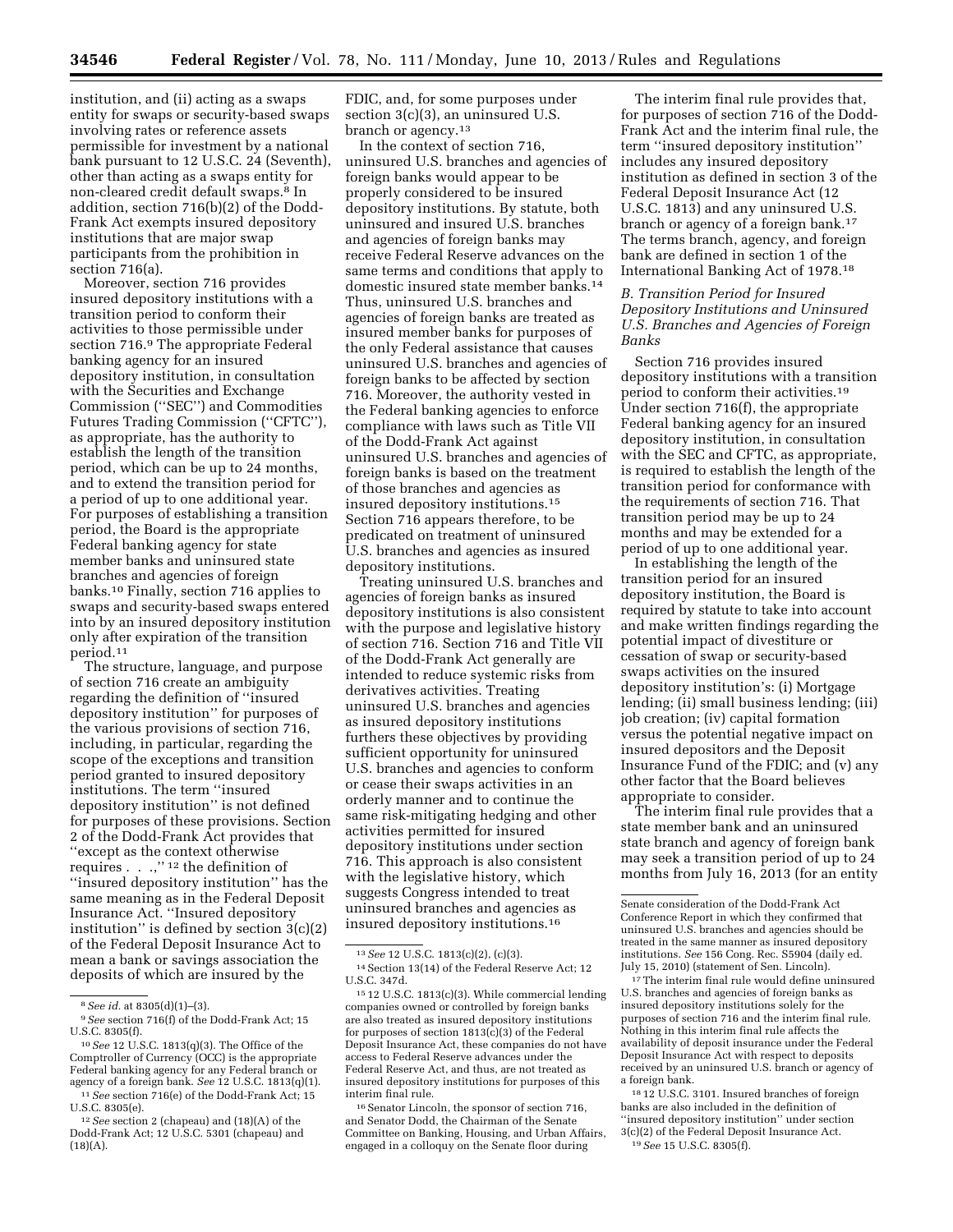institution, and (ii) acting as a swaps entity for swaps or security-based swaps involving rates or reference assets permissible for investment by a national bank pursuant to 12 U.S.C. 24 (Seventh), other than acting as a swaps entity for non-cleared credit default swaps.[8] In addition, section 716(b)(2) of the Dodd-Frank Act exempts insured depository institutions that are major swap participants from the prohibition in section 716(a).

Moreover, section 716 provides insured depository institutions with a transition period to conform their activities to those permissible under section 716.[9] The appropriate Federal banking agency for an insured depository institution, in consultation with the Securities and Exchange Commission (''SEC'') and Commodities Futures Trading Commission (''CFTC''), as appropriate, has the authority to establish the length of the transition period, which can be up to 24 months, and to extend the transition period for a period of up to one additional year. For purposes of establishing a transition period, the Board is the appropriate Federal banking agency for state member banks and uninsured state branches and agencies of foreign banks.[10] Finally, section 716 applies to swaps and security-based swaps entered into by an insured depository institution only after expiration of the transition period.[11]

The structure, language, and purpose of section 716 create an ambiguity regarding the definition of ''insured depository institution'' for purposes of the various provisions of section 716, including, in particular, regarding the scope of the exceptions and transition period granted to insured depository institutions. The term ''insured depository institution'' is not defined for purposes of these provisions. Section 2 of the Dodd-Frank Act provides that ''except as the context otherwise requires . . .,''[12] the definition of ''insured depository institution'' has the same meaning as in the Federal Deposit Insurance Act. ''Insured depository institution'' is defined by section 3(c)(2) of the Federal Deposit Insurance Act to mean a bank or savings association the deposits of which are insured by the FDIC, and, for some purposes under section 3(c)(3), an uninsured U.S. branch or agency.[13]

In the context of section 716, uninsured U.S. branches and agencies of foreign banks would appear to be properly considered to be insured depository institutions. By statute, both uninsured and insured U.S. branches and agencies of foreign banks may receive Federal Reserve advances on the same terms and conditions that apply to domestic insured state member banks.[14] Thus, uninsured U.S. branches and agencies of foreign banks are treated as insured member banks for purposes of the only Federal assistance that causes uninsured U.S. branches and agencies of foreign banks to be affected by section 716. Moreover, the authority vested in the Federal banking agencies to enforce compliance with laws such as Title VII of the Dodd-Frank Act against uninsured U.S. branches and agencies of foreign banks is based on the treatment of those branches and agencies as insured depository institutions.[15] Section 716 appears therefore, to be predicated on treatment of uninsured U.S. branches and agencies as insured depository institutions.

Treating uninsured U.S. branches and agencies of foreign banks as insured depository institutions is also consistent with the purpose and legislative history of section 716. Section 716 and Title VII of the Dodd-Frank Act generally are intended to reduce systemic risks from derivatives activities. Treating uninsured U.S. branches and agencies as insured depository institutions furthers these objectives by providing sufficient opportunity for uninsured U.S. branches and agencies to conform or cease their swaps activities in an orderly manner and to continue the same risk-mitigating hedging and other activities permitted for insured depository institutions under section 716. This approach is also consistent with the legislative history, which suggests Congress intended to treat uninsured branches and agencies as insured depository institutions.[16]

The interim final rule provides that, for purposes of section 716 of the Dodd-Frank Act and the interim final rule, the term ''insured depository institution'' includes any insured depository institution as defined in section 3 of the Federal Deposit Insurance Act (12 U.S.C. 1813) and any uninsured U.S. branch or agency of a foreign bank.[17] The terms branch, agency, and foreign bank are defined in section 1 of the International Banking Act of 1978.[18]

### *B. Transition Period for Insured Depository Institutions and Uninsured U.S. Branches and Agencies of Foreign Banks*

Section 716 provides insured depository institutions with a transition period to conform their activities.[19] Under section 716(f), the appropriate Federal banking agency for an insured depository institution, in consultation with the SEC and CFTC, as appropriate, is required to establish the length of the transition period for conformance with the requirements of section 716. That transition period may be up to 24 months and may be extended for a period of up to one additional year.

In establishing the length of the transition period for an insured depository institution, the Board is required by statute to take into account and make written findings regarding the potential impact of divestiture or cessation of swap or security-based swaps activities on the insured depository institution's: (i) Mortgage lending; (ii) small business lending; (iii) job creation; (iv) capital formation versus the potential negative impact on insured depositors and the Deposit Insurance Fund of the FDIC; and (v) any other factor that the Board believes appropriate to consider.

The interim final rule provides that a state member bank and an uninsured state branch and agency of foreign bank may seek a transition period of up to 24 months from July 16, 2013 (for an entity

---

[8] *See id.* at 8305(d)(1)–(3).

[9] *See* section 716(f) of the Dodd-Frank Act; 15 U.S.C. 8305(f).

[10] *See* 12 U.S.C. 1813(q)(3). The Office of the Comptroller of Currency (OCC) is the appropriate Federal banking agency for any Federal branch or agency of a foreign bank. *See* 12 U.S.C. 1813(q)(1).

[11] *See* section 716(e) of the Dodd-Frank Act; 15 U.S.C. 8305(e).

[12] *See* section 2 (chapeau) and (18)(A) of the Dodd-Frank Act; 12 U.S.C. 5301 (chapeau) and (18)(A).

[13] *See* 12 U.S.C. 1813(c)(2), (c)(3).

[14] Section 13(14) of the Federal Reserve Act; 12 U.S.C. 347d.

[15] 12 U.S.C. 1813(c)(3). While commercial lending companies owned or controlled by foreign banks are also treated as insured depository institutions for purposes of section 1813(c)(3) of the Federal Deposit Insurance Act, these companies do not have access to Federal Reserve advances under the Federal Reserve Act, and thus, are not treated as insured depository institutions for purposes of this interim final rule.

[16] Senator Lincoln, the sponsor of section 716, and Senator Dodd, the Chairman of the Senate Committee on Banking, Housing, and Urban Affairs, engaged in a colloquy on the Senate floor during Senate consideration of the Dodd-Frank Act Conference Report in which they confirmed that uninsured U.S. branches and agencies should be treated in the same manner as insured depository institutions. *See* 156 Cong. Rec. S5904 (daily ed. July 15, 2010) (statement of Sen. Lincoln).

[17] The interim final rule would define uninsured U.S. branches and agencies of foreign banks as insured depository institutions solely for the purposes of section 716 and the interim final rule. Nothing in this interim final rule affects the availability of deposit insurance under the Federal Deposit Insurance Act with respect to deposits received by an uninsured U.S. branch or agency of a foreign bank.

[18] 12 U.S.C. 3101. Insured branches of foreign banks are also included in the definition of ''insured depository institution'' under section 3(c)(2) of the Federal Deposit Insurance Act.

[19] *See* 15 U.S.C. 8305(f).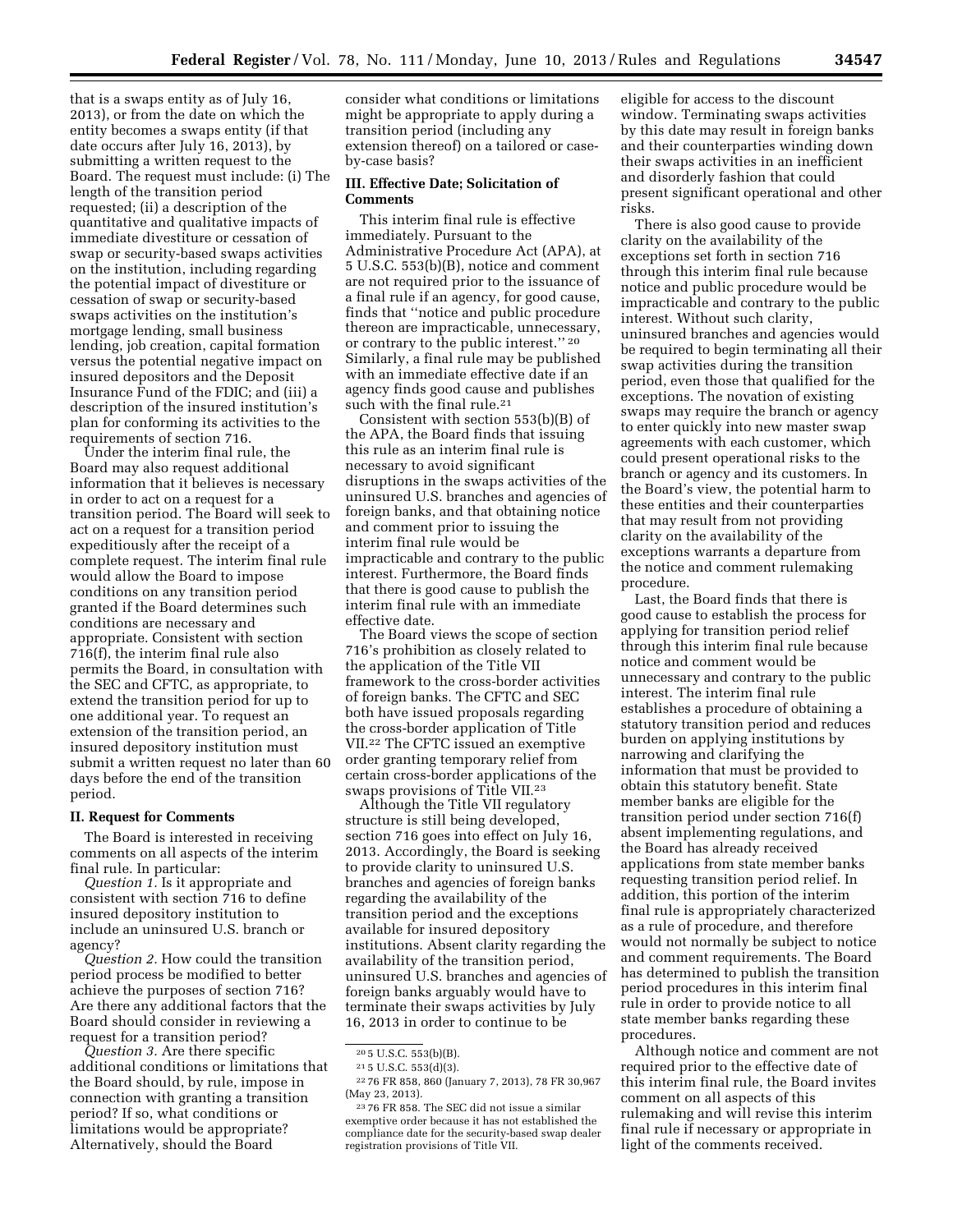that is a swaps entity as of July 16, 2013), or from the date on which the entity becomes a swaps entity (if that date occurs after July 16, 2013), by submitting a written request to the Board. The request must include: (i) The length of the transition period requested; (ii) a description of the quantitative and qualitative impacts of immediate divestiture or cessation of swap or security-based swaps activities on the institution, including regarding the potential impact of divestiture or cessation of swap or security-based swaps activities on the institution's mortgage lending, small business lending, job creation, capital formation versus the potential negative impact on insured depositors and the Deposit Insurance Fund of the FDIC; and (iii) a description of the insured institution's plan for conforming its activities to the requirements of section 716.

Under the interim final rule, the Board may also request additional information that it believes is necessary in order to act on a request for a transition period. The Board will seek to act on a request for a transition period expeditiously after the receipt of a complete request. The interim final rule would allow the Board to impose conditions on any transition period granted if the Board determines such conditions are necessary and appropriate. Consistent with section 716(f), the interim final rule also permits the Board, in consultation with the SEC and CFTC, as appropriate, to extend the transition period for up to one additional year. To request an extension of the transition period, an insured depository institution must submit a written request no later than 60 days before the end of the transition period.

## II. Request for Comments

The Board is interested in receiving comments on all aspects of the interim final rule. In particular:

*Question 1.* Is it appropriate and consistent with section 716 to define insured depository institution to include an uninsured U.S. branch or agency?

*Question 2.* How could the transition period process be modified to better achieve the purposes of section 716? Are there any additional factors that the Board should consider in reviewing a request for a transition period?

*Question 3.* Are there specific additional conditions or limitations that the Board should, by rule, impose in connection with granting a transition period? If so, what conditions or limitations would be appropriate? Alternatively, should the Board consider what conditions or limitations might be appropriate to apply during a transition period (including any extension thereof) on a tailored or case-by-case basis?

## III. Effective Date; Solicitation of Comments

This interim final rule is effective immediately. Pursuant to the Administrative Procedure Act (APA), at 5 U.S.C. 553(b)(B), notice and comment are not required prior to the issuance of a final rule if an agency, for good cause, finds that ''notice and public procedure thereon are impracticable, unnecessary, or contrary to the public interest.'' [20] Similarly, a final rule may be published with an immediate effective date if an agency finds good cause and publishes such with the final rule.[21]

Consistent with section 553(b)(B) of the APA, the Board finds that issuing this rule as an interim final rule is necessary to avoid significant disruptions in the swaps activities of the uninsured U.S. branches and agencies of foreign banks, and that obtaining notice and comment prior to issuing the interim final rule would be impracticable and contrary to the public interest. Furthermore, the Board finds that there is good cause to publish the interim final rule with an immediate effective date.

The Board views the scope of section 716's prohibition as closely related to the application of the Title VII framework to the cross-border activities of foreign banks. The CFTC and SEC both have issued proposals regarding the cross-border application of Title VII.[22] The CFTC issued an exemptive order granting temporary relief from certain cross-border applications of the swaps provisions of Title VII.[23]

Although the Title VII regulatory structure is still being developed, section 716 goes into effect on July 16, 2013. Accordingly, the Board is seeking to provide clarity to uninsured U.S. branches and agencies of foreign banks regarding the availability of the transition period and the exceptions available for insured depository institutions. Absent clarity regarding the availability of the transition period, uninsured U.S. branches and agencies of foreign banks arguably would have to terminate their swaps activities by July 16, 2013 in order to continue to be eligible for access to the discount window. Terminating swaps activities by this date may result in foreign banks and their counterparties winding down their swaps activities in an inefficient and disorderly fashion that could present significant operational and other risks.

There is also good cause to provide clarity on the availability of the exceptions set forth in section 716 through this interim final rule because notice and public procedure would be impracticable and contrary to the public interest. Without such clarity, uninsured branches and agencies would be required to begin terminating all their swap activities during the transition period, even those that qualified for the exceptions. The novation of existing swaps may require the branch or agency to enter quickly into new master swap agreements with each customer, which could present operational risks to the branch or agency and its customers. In the Board's view, the potential harm to these entities and their counterparties that may result from not providing clarity on the availability of the exceptions warrants a departure from the notice and comment rulemaking procedure.

Last, the Board finds that there is good cause to establish the process for applying for transition period relief through this interim final rule because notice and comment would be unnecessary and contrary to the public interest. The interim final rule establishes a procedure of obtaining a statutory transition period and reduces burden on applying institutions by narrowing and clarifying the information that must be provided to obtain this statutory benefit. State member banks are eligible for the transition period under section 716(f) absent implementing regulations, and the Board has already received applications from state member banks requesting transition period relief. In addition, this portion of the interim final rule is appropriately characterized as a rule of procedure, and therefore would not normally be subject to notice and comment requirements. The Board has determined to publish the transition period procedures in this interim final rule in order to provide notice to all state member banks regarding these procedures.

Although notice and comment are not required prior to the effective date of this interim final rule, the Board invites comment on all aspects of this rulemaking and will revise this interim final rule if necessary or appropriate in light of the comments received.

[20] 5 U.S.C. 553(b)(B).

[21] 5 U.S.C. 553(d)(3).

[22] 76 FR 858, 860 (January 7, 2013), 78 FR 30,967 (May 23, 2013).

[23] 76 FR 858. The SEC did not issue a similar exemptive order because it has not established the compliance date for the security-based swap dealer registration provisions of Title VII.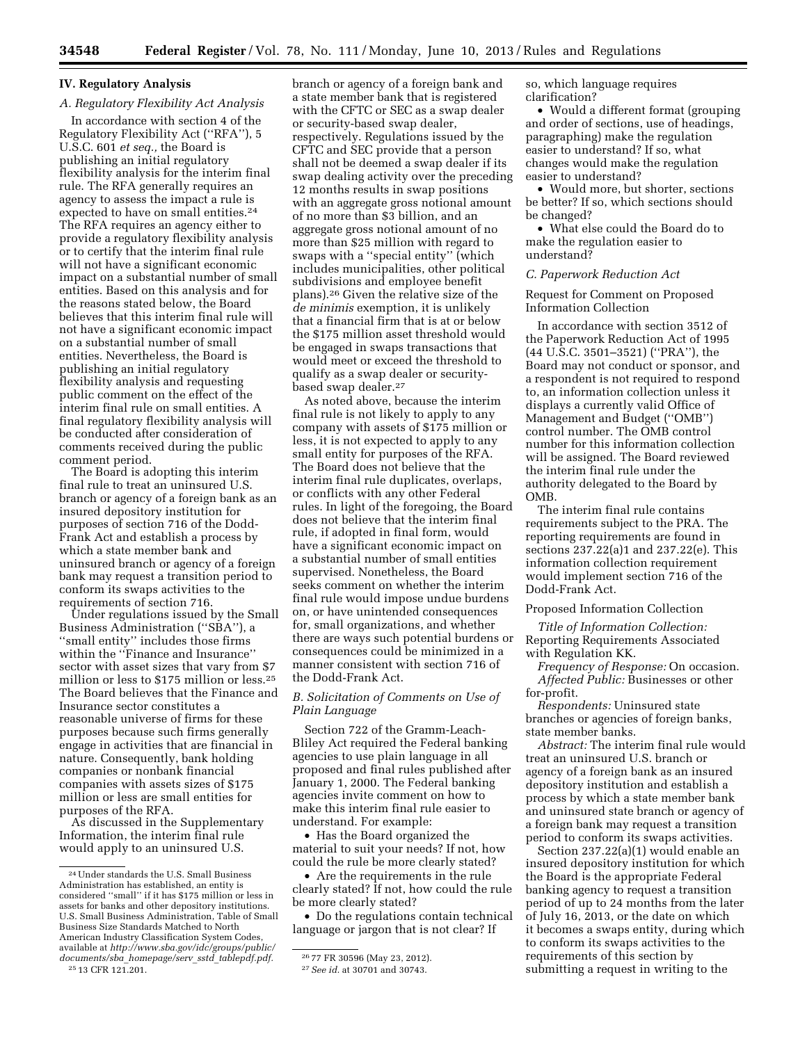## IV. Regulatory Analysis

### *A. Regulatory Flexibility Act Analysis*

In accordance with section 4 of the Regulatory Flexibility Act (''RFA''), 5 U.S.C. 601 *et seq.,* the Board is publishing an initial regulatory flexibility analysis for the interim final rule. The RFA generally requires an agency to assess the impact a rule is expected to have on small entities.[24] The RFA requires an agency either to provide a regulatory flexibility analysis or to certify that the interim final rule will not have a significant economic impact on a substantial number of small entities. Based on this analysis and for the reasons stated below, the Board believes that this interim final rule will not have a significant economic impact on a substantial number of small entities. Nevertheless, the Board is publishing an initial regulatory flexibility analysis and requesting public comment on the effect of the interim final rule on small entities. A final regulatory flexibility analysis will be conducted after consideration of comments received during the public comment period.

The Board is adopting this interim final rule to treat an uninsured U.S. branch or agency of a foreign bank as an insured depository institution for purposes of section 716 of the Dodd-Frank Act and establish a process by which a state member bank and uninsured branch or agency of a foreign bank may request a transition period to conform its swaps activities to the requirements of section 716.

Under regulations issued by the Small Business Administration (''SBA''), a ''small entity'' includes those firms within the ''Finance and Insurance'' sector with asset sizes that vary from $7 million or less to $175 million or less.[25] The Board believes that the Finance and Insurance sector constitutes a reasonable universe of firms for these purposes because such firms generally engage in activities that are financial in nature. Consequently, bank holding companies or nonbank financial companies with assets sizes of $175 million or less are small entities for purposes of the RFA.

As discussed in the Supplementary Information, the interim final rule would apply to an uninsured U.S. branch or agency of a foreign bank and a state member bank that is registered with the CFTC or SEC as a swap dealer or security-based swap dealer, respectively. Regulations issued by the CFTC and SEC provide that a person shall not be deemed a swap dealer if its swap dealing activity over the preceding 12 months results in swap positions with an aggregate gross notional amount of no more than $3 billion, and an aggregate gross notional amount of no more than $25 million with regard to swaps with a ''special entity'' (which includes municipalities, other political subdivisions and employee benefit plans).[26] Given the relative size of the *de minimis* exemption, it is unlikely that a financial firm that is at or below the $175 million asset threshold would be engaged in swaps transactions that would meet or exceed the threshold to qualify as a swap dealer or security-based swap dealer.[27]

As noted above, because the interim final rule is not likely to apply to any company with assets of $175 million or less, it is not expected to apply to any small entity for purposes of the RFA. The Board does not believe that the interim final rule duplicates, overlaps, or conflicts with any other Federal rules. In light of the foregoing, the Board does not believe that the interim final rule, if adopted in final form, would have a significant economic impact on a substantial number of small entities supervised. Nonetheless, the Board seeks comment on whether the interim final rule would impose undue burdens on, or have unintended consequences for, small organizations, and whether there are ways such potential burdens or consequences could be minimized in a manner consistent with section 716 of the Dodd-Frank Act.

### *B. Solicitation of Comments on Use of Plain Language*

Section 722 of the Gramm-Leach-Bliley Act required the Federal banking agencies to use plain language in all proposed and final rules published after January 1, 2000. The Federal banking agencies invite comment on how to make this interim final rule easier to understand. For example:

- Has the Board organized the material to suit your needs? If not, how could the rule be more clearly stated?
- Are the requirements in the rule clearly stated? If not, how could the rule be more clearly stated?
- Do the regulations contain technical language or jargon that is not clear? If so, which language requires clarification?
- Would a different format (grouping and order of sections, use of headings, paragraphing) make the regulation easier to understand? If so, what changes would make the regulation easier to understand?
- Would more, but shorter, sections be better? If so, which sections should be changed?
- What else could the Board do to make the regulation easier to understand?

### *C. Paperwork Reduction Act*

Request for Comment on Proposed Information Collection

In accordance with section 3512 of the Paperwork Reduction Act of 1995 (44 U.S.C. 3501–3521) (''PRA''), the Board may not conduct or sponsor, and a respondent is not required to respond to, an information collection unless it displays a currently valid Office of Management and Budget (''OMB'') control number. The OMB control number for this information collection will be assigned. The Board reviewed the interim final rule under the authority delegated to the Board by OMB.

The interim final rule contains requirements subject to the PRA. The reporting requirements are found in sections 237.22(a)1 and 237.22(e). This information collection requirement would implement section 716 of the Dodd-Frank Act.

Proposed Information Collection

*Title of Information Collection:* Reporting Requirements Associated with Regulation KK.

*Frequency of Response:* On occasion.

*Affected Public:* Businesses or other for-profit.

*Respondents:* Uninsured state branches or agencies of foreign banks, state member banks.

*Abstract:* The interim final rule would treat an uninsured U.S. branch or agency of a foreign bank as an insured depository institution and establish a process by which a state member bank and uninsured state branch or agency of a foreign bank may request a transition period to conform its swaps activities.

Section 237.22(a)(1) would enable an insured depository institution for which the Board is the appropriate Federal banking agency to request a transition period of up to 24 months from the later of July 16, 2013, or the date on which it becomes a swaps entity, during which to conform its swaps activities to the requirements of this section by submitting a request in writing to the

---

[24] Under standards the U.S. Small Business Administration has established, an entity is considered ''small'' if it has $175 million or less in assets for banks and other depository institutions. U.S. Small Business Administration, Table of Small Business Size Standards Matched to North American Industry Classification System Codes, available at *http://www.sba.gov/idc/groups/public/documents/sba_homepage/serv_sstd_tablepdf.pdf.*

[25] 13 CFR 121.201.

[26] 77 FR 30596 (May 23, 2012).

[27] *See id.* at 30701 and 30743.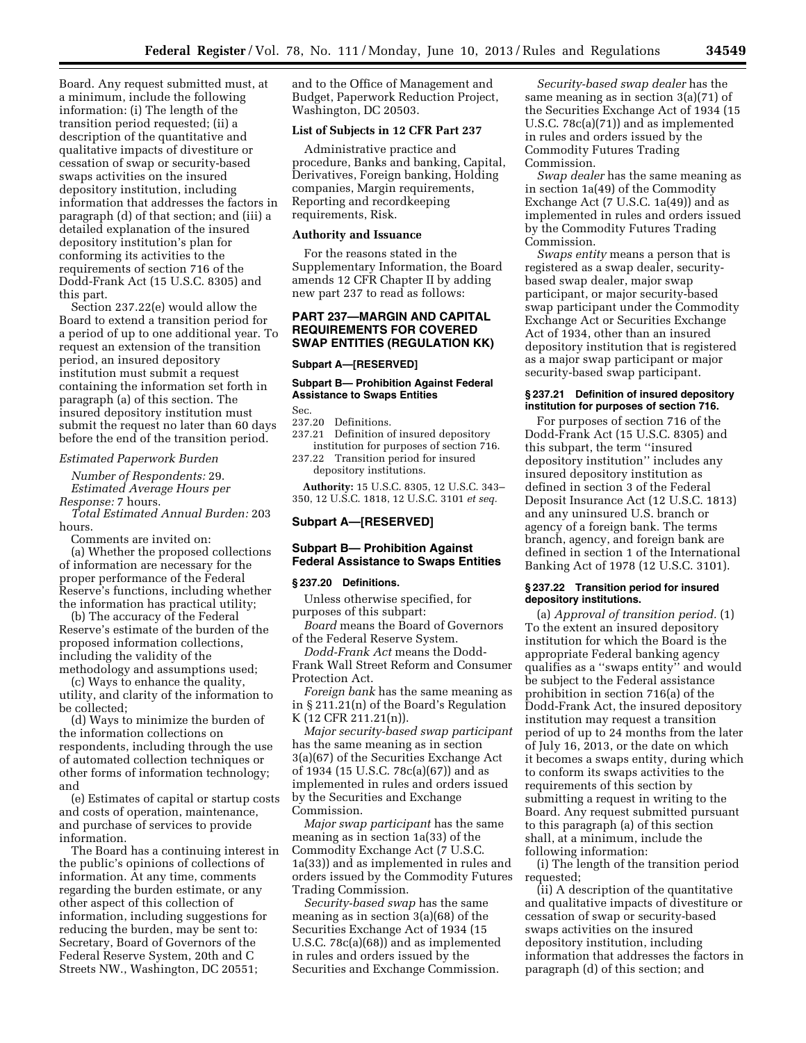Board. Any request submitted must, at a minimum, include the following information: (i) The length of the transition period requested; (ii) a description of the quantitative and qualitative impacts of divestiture or cessation of swap or security-based swaps activities on the insured depository institution, including information that addresses the factors in paragraph (d) of that section; and (iii) a detailed explanation of the insured depository institution's plan for conforming its activities to the requirements of section 716 of the Dodd-Frank Act (15 U.S.C. 8305) and this part.

Section 237.22(e) would allow the Board to extend a transition period for a period of up to one additional year. To request an extension of the transition period, an insured depository institution must submit a request containing the information set forth in paragraph (a) of this section. The insured depository institution must submit the request no later than 60 days before the end of the transition period.

*Estimated Paperwork Burden*

*Number of Respondents:* 29.

*Estimated Average Hours per Response:* 7 hours.

*Total Estimated Annual Burden:* 203 hours.

Comments are invited on:

(a) Whether the proposed collections of information are necessary for the proper performance of the Federal Reserve's functions, including whether the information has practical utility;

(b) The accuracy of the Federal Reserve's estimate of the burden of the proposed information collections, including the validity of the methodology and assumptions used;

(c) Ways to enhance the quality, utility, and clarity of the information to be collected;

(d) Ways to minimize the burden of the information collections on respondents, including through the use of automated collection techniques or other forms of information technology; and

(e) Estimates of capital or startup costs and costs of operation, maintenance, and purchase of services to provide information.

The Board has a continuing interest in the public's opinions of collections of information. At any time, comments regarding the burden estimate, or any other aspect of this collection of information, including suggestions for reducing the burden, may be sent to: Secretary, Board of Governors of the Federal Reserve System, 20th and C Streets NW., Washington, DC 20551; and to the Office of Management and Budget, Paperwork Reduction Project, Washington, DC 20503.

### List of Subjects in 12 CFR Part 237

Administrative practice and procedure, Banks and banking, Capital, Derivatives, Foreign banking, Holding companies, Margin requirements, Reporting and recordkeeping requirements, Risk.

### Authority and Issuance

For the reasons stated in the Supplementary Information, the Board amends 12 CFR Chapter II by adding new part 237 to read as follows:

## PART 237—MARGIN AND CAPITAL REQUIREMENTS FOR COVERED SWAP ENTITIES (REGULATION KK)

### Subpart A—[RESERVED]

### Subpart B— Prohibition Against Federal Assistance to Swaps Entities

Sec.
237.20 Definitions.
237.21 Definition of insured depository institution for purposes of section 716.
237.22 Transition period for insured depository institutions.

**Authority:** 15 U.S.C. 8305, 12 U.S.C. 343–350, 12 U.S.C. 1818, 12 U.S.C. 3101 *et seq.*

### Subpart A—[RESERVED]

### Subpart B— Prohibition Against Federal Assistance to Swaps Entities

#### § 237.20 Definitions.

Unless otherwise specified, for purposes of this subpart:

*Board* means the Board of Governors of the Federal Reserve System.

*Dodd-Frank Act* means the Dodd-Frank Wall Street Reform and Consumer Protection Act.

*Foreign bank* has the same meaning as in § 211.21(n) of the Board's Regulation K (12 CFR 211.21(n)).

*Major security-based swap participant* has the same meaning as in section 3(a)(67) of the Securities Exchange Act of 1934 (15 U.S.C. 78c(a)(67)) and as implemented in rules and orders issued by the Securities and Exchange Commission.

*Major swap participant* has the same meaning as in section 1a(33) of the Commodity Exchange Act (7 U.S.C. 1a(33)) and as implemented in rules and orders issued by the Commodity Futures Trading Commission.

*Security-based swap* has the same meaning as in section 3(a)(68) of the Securities Exchange Act of 1934 (15 U.S.C. 78c(a)(68)) and as implemented in rules and orders issued by the Securities and Exchange Commission.

*Security-based swap dealer* has the same meaning as in section 3(a)(71) of the Securities Exchange Act of 1934 (15 U.S.C. 78c(a)(71)) and as implemented in rules and orders issued by the Commodity Futures Trading Commission.

*Swap dealer* has the same meaning as in section 1a(49) of the Commodity Exchange Act (7 U.S.C. 1a(49)) and as implemented in rules and orders issued by the Commodity Futures Trading Commission.

*Swaps entity* means a person that is registered as a swap dealer, security-based swap dealer, major swap participant, or major security-based swap participant under the Commodity Exchange Act or Securities Exchange Act of 1934, other than an insured depository institution that is registered as a major swap participant or major security-based swap participant.

#### § 237.21 Definition of insured depository institution for purposes of section 716.

For purposes of section 716 of the Dodd-Frank Act (15 U.S.C. 8305) and this subpart, the term ''insured depository institution'' includes any insured depository institution as defined in section 3 of the Federal Deposit Insurance Act (12 U.S.C. 1813) and any uninsured U.S. branch or agency of a foreign bank. The terms branch, agency, and foreign bank are defined in section 1 of the International Banking Act of 1978 (12 U.S.C. 3101).

#### § 237.22 Transition period for insured depository institutions.

(a) *Approval of transition period.* (1) To the extent an insured depository institution for which the Board is the appropriate Federal banking agency qualifies as a ''swaps entity'' and would be subject to the Federal assistance prohibition in section 716(a) of the Dodd-Frank Act, the insured depository institution may request a transition period of up to 24 months from the later of July 16, 2013, or the date on which it becomes a swaps entity, during which to conform its swaps activities to the requirements of this section by submitting a request in writing to the Board. Any request submitted pursuant to this paragraph (a) of this section shall, at a minimum, include the following information:

(i) The length of the transition period requested;

(ii) A description of the quantitative and qualitative impacts of divestiture or cessation of swap or security-based swaps activities on the insured depository institution, including information that addresses the factors in paragraph (d) of this section; and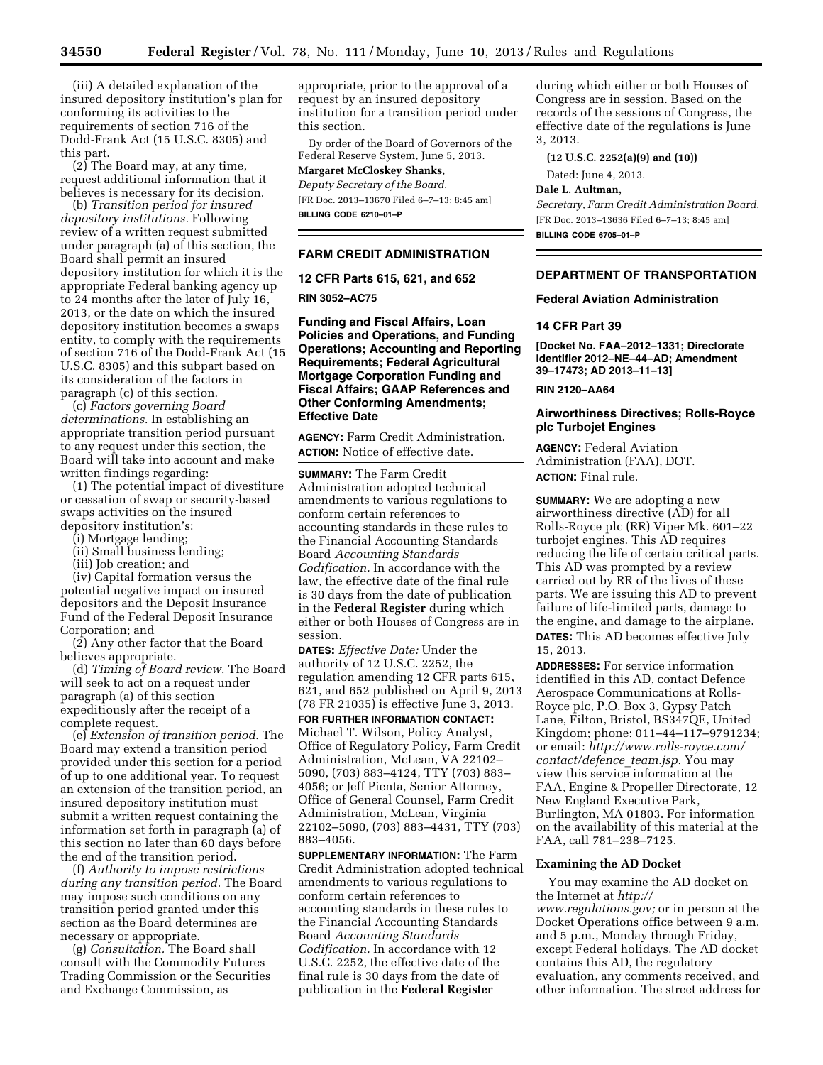(iii) A detailed explanation of the insured depository institution's plan for conforming its activities to the requirements of section 716 of the Dodd-Frank Act (15 U.S.C. 8305) and this part.

(2) The Board may, at any time, request additional information that it believes is necessary for its decision.

(b) *Transition period for insured depository institutions.* Following review of a written request submitted under paragraph (a) of this section, the Board shall permit an insured depository institution for which it is the appropriate Federal banking agency up to 24 months after the later of July 16, 2013, or the date on which the insured depository institution becomes a swaps entity, to comply with the requirements of section 716 of the Dodd-Frank Act (15 U.S.C. 8305) and this subpart based on its consideration of the factors in paragraph (c) of this section.

(c) *Factors governing Board determinations.* In establishing an appropriate transition period pursuant to any request under this section, the Board will take into account and make written findings regarding:

(1) The potential impact of divestiture or cessation of swap or security-based swaps activities on the insured depository institution's:

(i) Mortgage lending;

(ii) Small business lending;

(iii) Job creation; and

(iv) Capital formation versus the potential negative impact on insured depositors and the Deposit Insurance Fund of the Federal Deposit Insurance Corporation; and

(2) Any other factor that the Board believes appropriate.

(d) *Timing of Board review.* The Board will seek to act on a request under paragraph (a) of this section expeditiously after the receipt of a complete request.

(e) *Extension of transition period.* The Board may extend a transition period provided under this section for a period of up to one additional year. To request an extension of the transition period, an insured depository institution must submit a written request containing the information set forth in paragraph (a) of this section no later than 60 days before the end of the transition period.

(f) *Authority to impose restrictions during any transition period.* The Board may impose such conditions on any transition period granted under this section as the Board determines are necessary or appropriate.

(g) *Consultation.* The Board shall consult with the Commodity Futures Trading Commission or the Securities and Exchange Commission, as appropriate, prior to the approval of a request by an insured depository institution for a transition period under this section.

By order of the Board of Governors of the Federal Reserve System, June 5, 2013.

**Margaret McCloskey Shanks,**

*Deputy Secretary of the Board.*

[FR Doc. 2013–13670 Filed 6–7–13; 8:45 am]

**BILLING CODE 6210–01–P**

---

## FARM CREDIT ADMINISTRATION

### 12 CFR Parts 615, 621, and 652

**RIN 3052–AC75**

### Funding and Fiscal Affairs, Loan Policies and Operations, and Funding Operations; Accounting and Reporting Requirements; Federal Agricultural Mortgage Corporation Funding and Fiscal Affairs; GAAP References and Other Conforming Amendments; Effective Date

**AGENCY:** Farm Credit Administration.

**ACTION:** Notice of effective date.

**SUMMARY:** The Farm Credit Administration adopted technical amendments to various regulations to conform certain references to accounting standards in these rules to the Financial Accounting Standards Board *Accounting Standards Codification.* In accordance with the law, the effective date of the final rule is 30 days from the date of publication in the **Federal Register** during which either or both Houses of Congress are in session.

**DATES:** *Effective Date:* Under the authority of 12 U.S.C. 2252, the regulation amending 12 CFR parts 615, 621, and 652 published on April 9, 2013 (78 FR 21035) is effective June 3, 2013.

**FOR FURTHER INFORMATION CONTACT:** Michael T. Wilson, Policy Analyst, Office of Regulatory Policy, Farm Credit Administration, McLean, VA 22102–5090, (703) 883–4124, TTY (703) 883–4056; or Jeff Pienta, Senior Attorney, Office of General Counsel, Farm Credit Administration, McLean, Virginia 22102–5090, (703) 883–4431, TTY (703) 883–4056.

**SUPPLEMENTARY INFORMATION:** The Farm Credit Administration adopted technical amendments to various regulations to conform certain references to accounting standards in these rules to the Financial Accounting Standards Board *Accounting Standards Codification.* In accordance with 12 U.S.C. 2252, the effective date of the final rule is 30 days from the date of publication in the **Federal Register** during which either or both Houses of Congress are in session. Based on the records of the sessions of Congress, the effective date of the regulations is June 3, 2013.

**(12 U.S.C. 2252(a)(9) and (10))**

Dated: June 4, 2013.

**Dale L. Aultman,**

*Secretary, Farm Credit Administration Board.*

[FR Doc. 2013–13636 Filed 6–7–13; 8:45 am]

**BILLING CODE 6705–01–P**

---

## DEPARTMENT OF TRANSPORTATION

### Federal Aviation Administration

### 14 CFR Part 39

**[Docket No. FAA–2012–1331; Directorate Identifier 2012–NE–44–AD; Amendment 39–17473; AD 2013–11–13]**

**RIN 2120–AA64**

### Airworthiness Directives; Rolls-Royce plc Turbojet Engines

**AGENCY:** Federal Aviation Administration (FAA), DOT.

**ACTION:** Final rule.

**SUMMARY:** We are adopting a new airworthiness directive (AD) for all Rolls-Royce plc (RR) Viper Mk. 601–22 turbojet engines. This AD requires reducing the life of certain critical parts. This AD was prompted by a review carried out by RR of the lives of these parts. We are issuing this AD to prevent failure of life-limited parts, damage to the engine, and damage to the airplane.

**DATES:** This AD becomes effective July 15, 2013.

**ADDRESSES:** For service information identified in this AD, contact Defence Aerospace Communications at Rolls-Royce plc, P.O. Box 3, Gypsy Patch Lane, Filton, Bristol, BS347QE, United Kingdom; phone: 011–44–117–9791234; or email: *http://www.rolls-royce.com/contact/defence_team.jsp.* You may view this service information at the FAA, Engine & Propeller Directorate, 12 New England Executive Park, Burlington, MA 01803. For information on the availability of this material at the FAA, call 781–238–7125.

#### Examining the AD Docket

You may examine the AD docket on the Internet at *http://www.regulations.gov;* or in person at the Docket Operations office between 9 a.m. and 5 p.m., Monday through Friday, except Federal holidays. The AD docket contains this AD, the regulatory evaluation, any comments received, and other information. The street address for